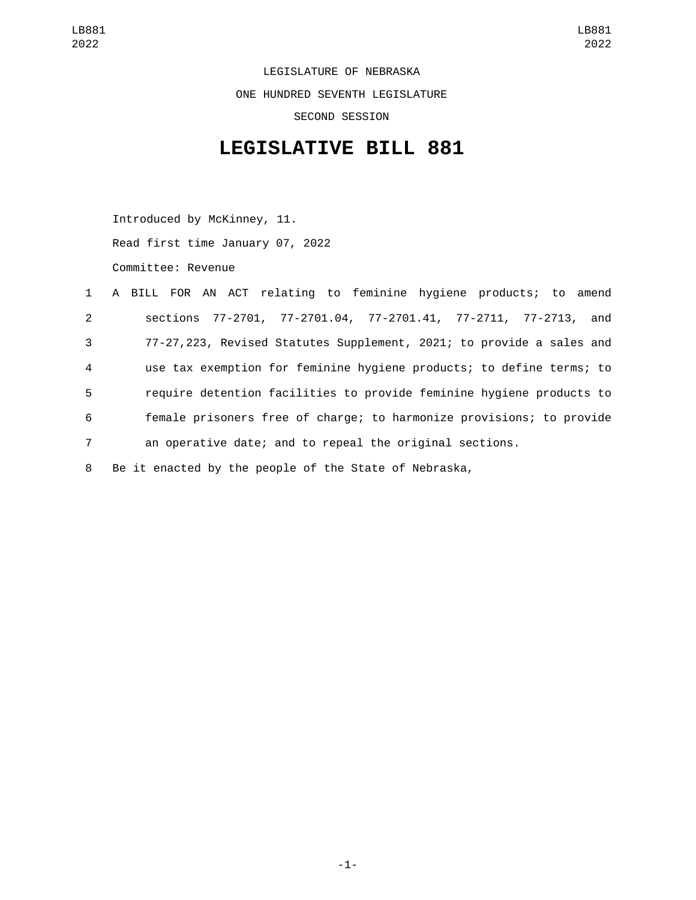LEGISLATURE OF NEBRASKA

ONE HUNDRED SEVENTH LEGISLATURE

SECOND SESSION

# LEGISLATIVE BILL 881

Introduced by McKinney, 11.

Read first time January 07, 2022

Committee: Revenue

1 A BILL FOR AN ACT relating to feminine hygiene products; to amend
2 sections 77-2701, 77-2701.04, 77-2701.41, 77-2711, 77-2713, and
3 77-27,223, Revised Statutes Supplement, 2021; to provide a sales and
4 use tax exemption for feminine hygiene products; to define terms; to
5 require detention facilities to provide feminine hygiene products to
6 female prisoners free of charge; to harmonize provisions; to provide
7 an operative date; and to repeal the original sections.
8 Be it enacted by the people of the State of Nebraska,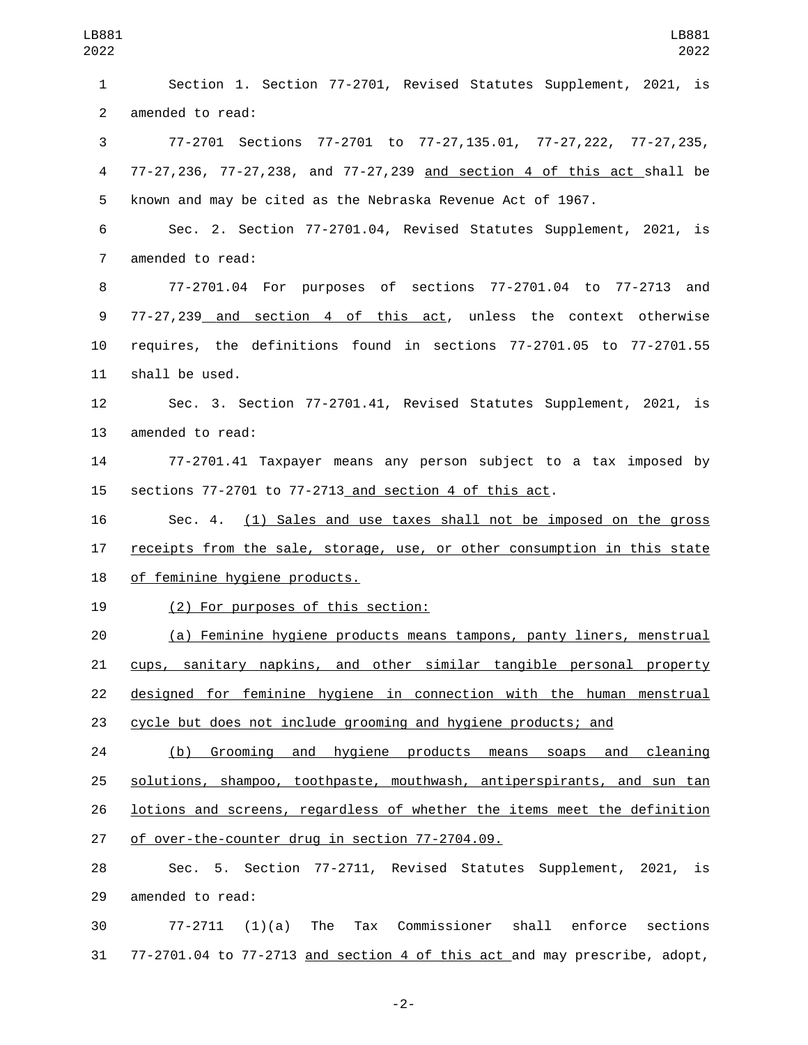Section 1. Section 77-2701, Revised Statutes Supplement, 2021, is amended to read:

77-2701 Sections 77-2701 to 77-27,135.01, 77-27,222, 77-27,235, 77-27,236, 77-27,238, and 77-27,239 <u>and section 4 of this act</u> shall be known and may be cited as the Nebraska Revenue Act of 1967.

Sec. 2. Section 77-2701.04, Revised Statutes Supplement, 2021, is amended to read:

77-2701.04 For purposes of sections 77-2701.04 to 77-2713 and 77-27,239 <u>and section 4 of this act</u>, unless the context otherwise requires, the definitions found in sections 77-2701.05 to 77-2701.55 shall be used.

Sec. 3. Section 77-2701.41, Revised Statutes Supplement, 2021, is amended to read:

77-2701.41 Taxpayer means any person subject to a tax imposed by sections 77-2701 to 77-2713 <u>and section 4 of this act</u>.

Sec. 4. <u>(1) Sales and use taxes shall not be imposed on the gross receipts from the sale, storage, use, or other consumption in this state of feminine hygiene products.</u>

<u>(2) For purposes of this section:</u>

<u>(a) Feminine hygiene products means tampons, panty liners, menstrual cups, sanitary napkins, and other similar tangible personal property designed for feminine hygiene in connection with the human menstrual cycle but does not include grooming and hygiene products; and</u>

<u>(b) Grooming and hygiene products means soaps and cleaning solutions, shampoo, toothpaste, mouthwash, antiperspirants, and sun tan lotions and screens, regardless of whether the items meet the definition of over-the-counter drug in section 77-2704.09.</u>

Sec. 5. Section 77-2711, Revised Statutes Supplement, 2021, is amended to read:

77-2711 (1)(a) The Tax Commissioner shall enforce sections 77-2701.04 to 77-2713 <u>and section 4 of this act</u> and may prescribe, adopt,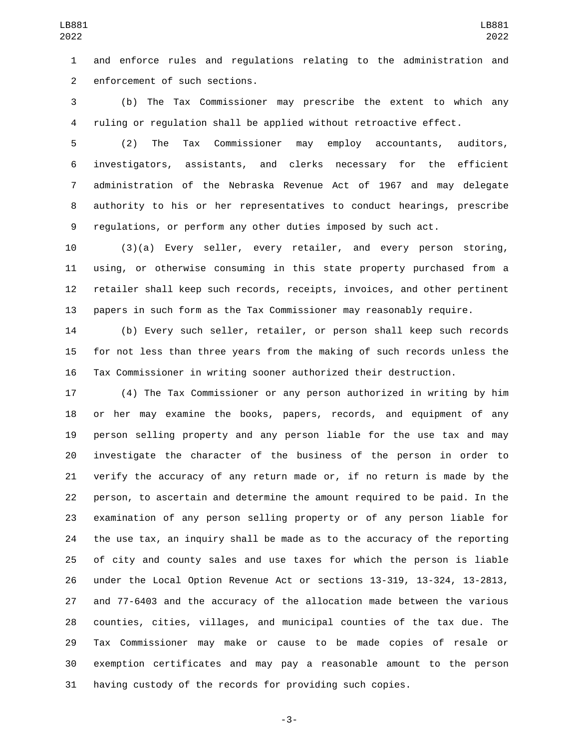and enforce rules and regulations relating to the administration and enforcement of such sections.

(b) The Tax Commissioner may prescribe the extent to which any ruling or regulation shall be applied without retroactive effect.

(2) The Tax Commissioner may employ accountants, auditors, investigators, assistants, and clerks necessary for the efficient administration of the Nebraska Revenue Act of 1967 and may delegate authority to his or her representatives to conduct hearings, prescribe regulations, or perform any other duties imposed by such act.

(3)(a) Every seller, every retailer, and every person storing, using, or otherwise consuming in this state property purchased from a retailer shall keep such records, receipts, invoices, and other pertinent papers in such form as the Tax Commissioner may reasonably require.

(b) Every such seller, retailer, or person shall keep such records for not less than three years from the making of such records unless the Tax Commissioner in writing sooner authorized their destruction.

(4) The Tax Commissioner or any person authorized in writing by him or her may examine the books, papers, records, and equipment of any person selling property and any person liable for the use tax and may investigate the character of the business of the person in order to verify the accuracy of any return made or, if no return is made by the person, to ascertain and determine the amount required to be paid. In the examination of any person selling property or of any person liable for the use tax, an inquiry shall be made as to the accuracy of the reporting of city and county sales and use taxes for which the person is liable under the Local Option Revenue Act or sections 13-319, 13-324, 13-2813, and 77-6403 and the accuracy of the allocation made between the various counties, cities, villages, and municipal counties of the tax due. The Tax Commissioner may make or cause to be made copies of resale or exemption certificates and may pay a reasonable amount to the person having custody of the records for providing such copies.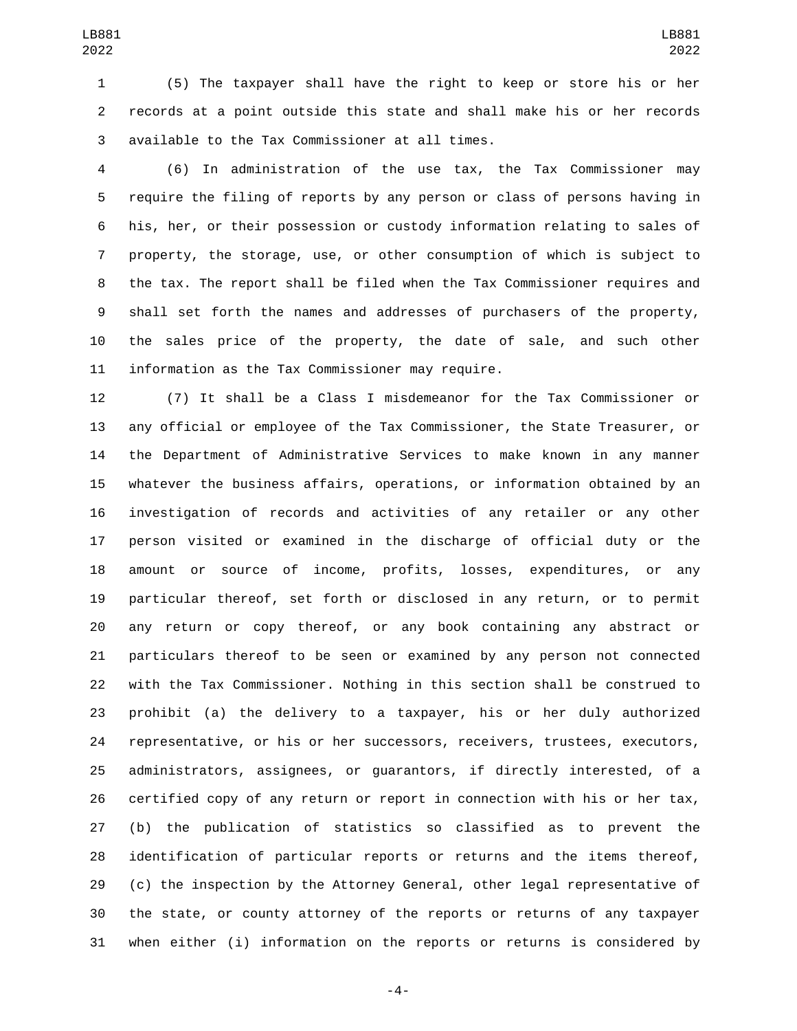(5) The taxpayer shall have the right to keep or store his or her records at a point outside this state and shall make his or her records available to the Tax Commissioner at all times.

(6) In administration of the use tax, the Tax Commissioner may require the filing of reports by any person or class of persons having in his, her, or their possession or custody information relating to sales of property, the storage, use, or other consumption of which is subject to the tax. The report shall be filed when the Tax Commissioner requires and shall set forth the names and addresses of purchasers of the property, the sales price of the property, the date of sale, and such other information as the Tax Commissioner may require.

(7) It shall be a Class I misdemeanor for the Tax Commissioner or any official or employee of the Tax Commissioner, the State Treasurer, or the Department of Administrative Services to make known in any manner whatever the business affairs, operations, or information obtained by an investigation of records and activities of any retailer or any other person visited or examined in the discharge of official duty or the amount or source of income, profits, losses, expenditures, or any particular thereof, set forth or disclosed in any return, or to permit any return or copy thereof, or any book containing any abstract or particulars thereof to be seen or examined by any person not connected with the Tax Commissioner. Nothing in this section shall be construed to prohibit (a) the delivery to a taxpayer, his or her duly authorized representative, or his or her successors, receivers, trustees, executors, administrators, assignees, or guarantors, if directly interested, of a certified copy of any return or report in connection with his or her tax, (b) the publication of statistics so classified as to prevent the identification of particular reports or returns and the items thereof, (c) the inspection by the Attorney General, other legal representative of the state, or county attorney of the reports or returns of any taxpayer when either (i) information on the reports or returns is considered by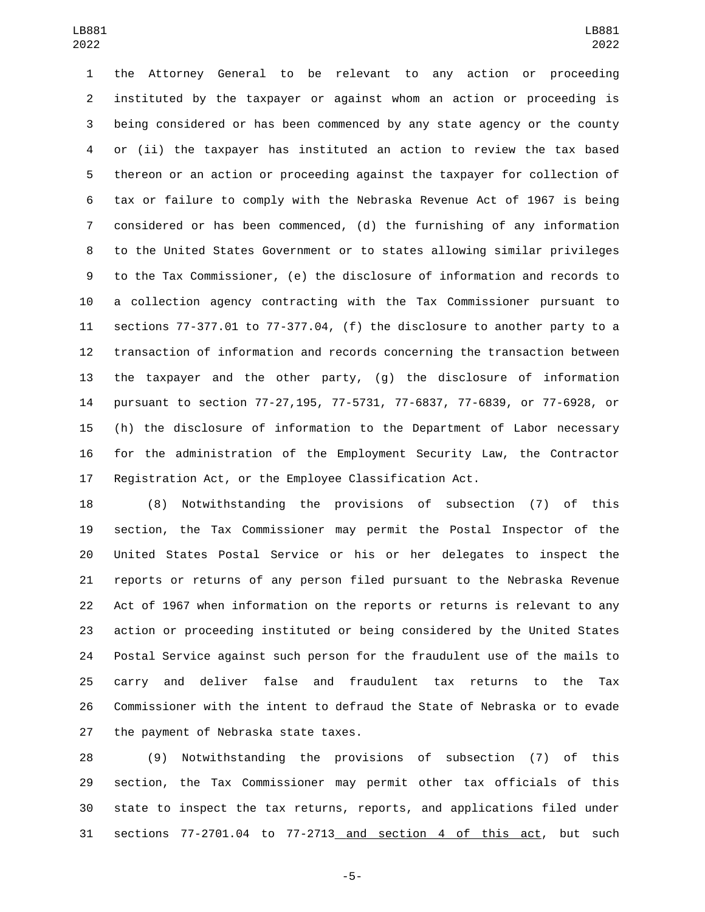the Attorney General to be relevant to any action or proceeding instituted by the taxpayer or against whom an action or proceeding is being considered or has been commenced by any state agency or the county or (ii) the taxpayer has instituted an action to review the tax based thereon or an action or proceeding against the taxpayer for collection of tax or failure to comply with the Nebraska Revenue Act of 1967 is being considered or has been commenced, (d) the furnishing of any information to the United States Government or to states allowing similar privileges to the Tax Commissioner, (e) the disclosure of information and records to a collection agency contracting with the Tax Commissioner pursuant to sections 77-377.01 to 77-377.04, (f) the disclosure to another party to a transaction of information and records concerning the transaction between the taxpayer and the other party, (g) the disclosure of information pursuant to section 77-27,195, 77-5731, 77-6837, 77-6839, or 77-6928, or (h) the disclosure of information to the Department of Labor necessary for the administration of the Employment Security Law, the Contractor Registration Act, or the Employee Classification Act.

(8) Notwithstanding the provisions of subsection (7) of this section, the Tax Commissioner may permit the Postal Inspector of the United States Postal Service or his or her delegates to inspect the reports or returns of any person filed pursuant to the Nebraska Revenue Act of 1967 when information on the reports or returns is relevant to any action or proceeding instituted or being considered by the United States Postal Service against such person for the fraudulent use of the mails to carry and deliver false and fraudulent tax returns to the Tax Commissioner with the intent to defraud the State of Nebraska or to evade the payment of Nebraska state taxes.

(9) Notwithstanding the provisions of subsection (7) of this section, the Tax Commissioner may permit other tax officials of this state to inspect the tax returns, reports, and applications filed under sections 77-2701.04 to 77-2713 and section 4 of this act, but such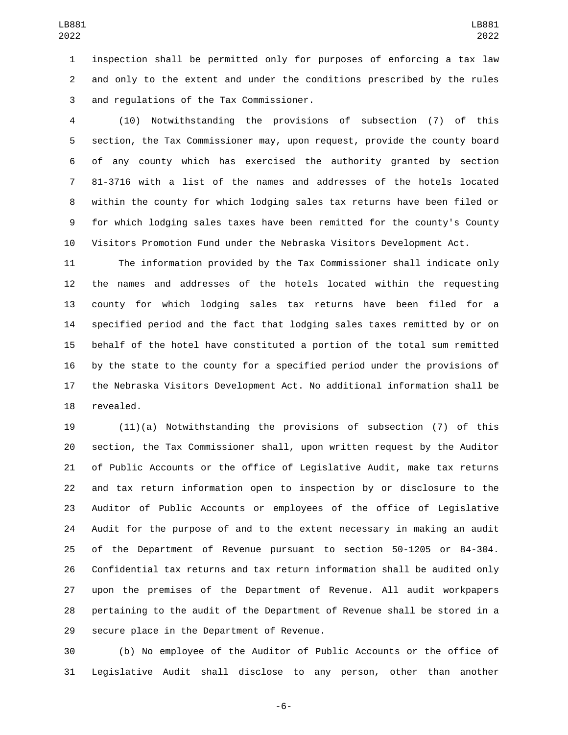inspection shall be permitted only for purposes of enforcing a tax law and only to the extent and under the conditions prescribed by the rules and regulations of the Tax Commissioner.

(10) Notwithstanding the provisions of subsection (7) of this section, the Tax Commissioner may, upon request, provide the county board of any county which has exercised the authority granted by section 81-3716 with a list of the names and addresses of the hotels located within the county for which lodging sales tax returns have been filed or for which lodging sales taxes have been remitted for the county's County Visitors Promotion Fund under the Nebraska Visitors Development Act.

The information provided by the Tax Commissioner shall indicate only the names and addresses of the hotels located within the requesting county for which lodging sales tax returns have been filed for a specified period and the fact that lodging sales taxes remitted by or on behalf of the hotel have constituted a portion of the total sum remitted by the state to the county for a specified period under the provisions of the Nebraska Visitors Development Act. No additional information shall be revealed.

(11)(a) Notwithstanding the provisions of subsection (7) of this section, the Tax Commissioner shall, upon written request by the Auditor of Public Accounts or the office of Legislative Audit, make tax returns and tax return information open to inspection by or disclosure to the Auditor of Public Accounts or employees of the office of Legislative Audit for the purpose of and to the extent necessary in making an audit of the Department of Revenue pursuant to section 50-1205 or 84-304. Confidential tax returns and tax return information shall be audited only upon the premises of the Department of Revenue. All audit workpapers pertaining to the audit of the Department of Revenue shall be stored in a secure place in the Department of Revenue.

(b) No employee of the Auditor of Public Accounts or the office of Legislative Audit shall disclose to any person, other than another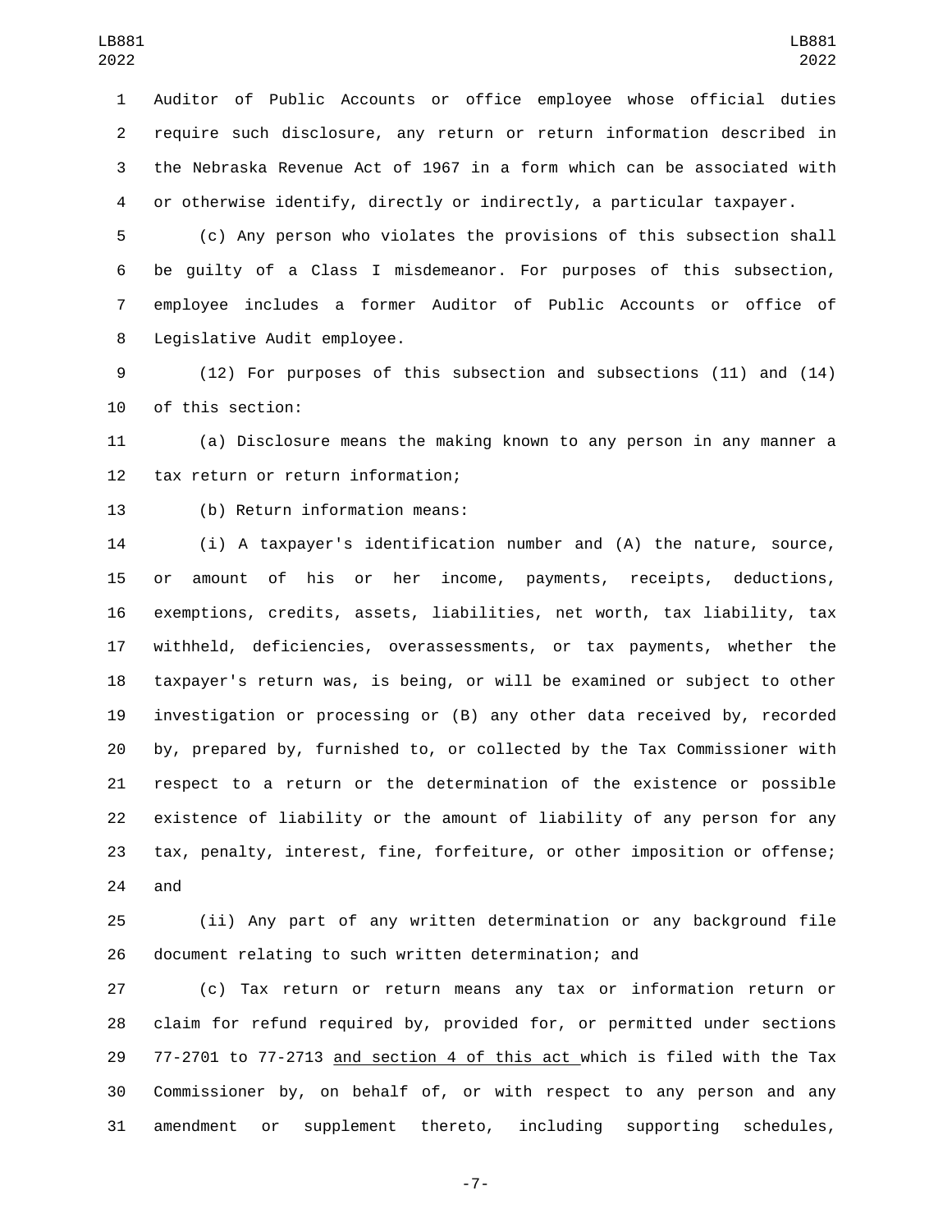Auditor of Public Accounts or office employee whose official duties require such disclosure, any return or return information described in the Nebraska Revenue Act of 1967 in a form which can be associated with or otherwise identify, directly or indirectly, a particular taxpayer.

(c) Any person who violates the provisions of this subsection shall be guilty of a Class I misdemeanor. For purposes of this subsection, employee includes a former Auditor of Public Accounts or office of Legislative Audit employee.

(12) For purposes of this subsection and subsections (11) and (14) of this section:

(a) Disclosure means the making known to any person in any manner a tax return or return information;

(b) Return information means:

(i) A taxpayer's identification number and (A) the nature, source, or amount of his or her income, payments, receipts, deductions, exemptions, credits, assets, liabilities, net worth, tax liability, tax withheld, deficiencies, overassessments, or tax payments, whether the taxpayer's return was, is being, or will be examined or subject to other investigation or processing or (B) any other data received by, recorded by, prepared by, furnished to, or collected by the Tax Commissioner with respect to a return or the determination of the existence or possible existence of liability or the amount of liability of any person for any tax, penalty, interest, fine, forfeiture, or other imposition or offense; and

(ii) Any part of any written determination or any background file document relating to such written determination; and

(c) Tax return or return means any tax or information return or claim for refund required by, provided for, or permitted under sections 77-2701 to 77-2713 <u>and section 4 of this act</u> which is filed with the Tax Commissioner by, on behalf of, or with respect to any person and any amendment or supplement thereto, including supporting schedules,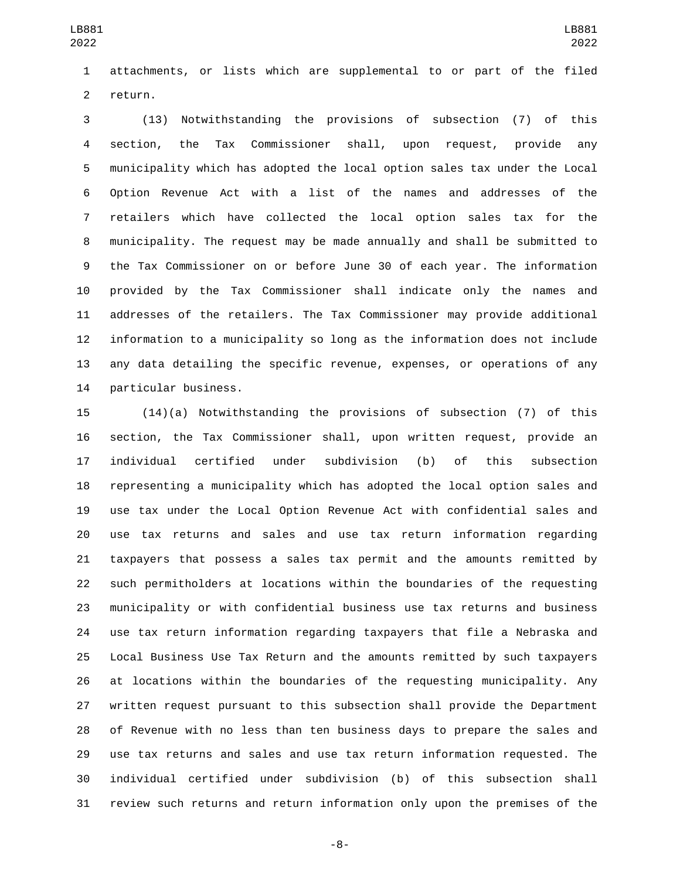attachments, or lists which are supplemental to or part of the filed return.

(13) Notwithstanding the provisions of subsection (7) of this section, the Tax Commissioner shall, upon request, provide any municipality which has adopted the local option sales tax under the Local Option Revenue Act with a list of the names and addresses of the retailers which have collected the local option sales tax for the municipality. The request may be made annually and shall be submitted to the Tax Commissioner on or before June 30 of each year. The information provided by the Tax Commissioner shall indicate only the names and addresses of the retailers. The Tax Commissioner may provide additional information to a municipality so long as the information does not include any data detailing the specific revenue, expenses, or operations of any particular business.

(14)(a) Notwithstanding the provisions of subsection (7) of this section, the Tax Commissioner shall, upon written request, provide an individual certified under subdivision (b) of this subsection representing a municipality which has adopted the local option sales and use tax under the Local Option Revenue Act with confidential sales and use tax returns and sales and use tax return information regarding taxpayers that possess a sales tax permit and the amounts remitted by such permitholders at locations within the boundaries of the requesting municipality or with confidential business use tax returns and business use tax return information regarding taxpayers that file a Nebraska and Local Business Use Tax Return and the amounts remitted by such taxpayers at locations within the boundaries of the requesting municipality. Any written request pursuant to this subsection shall provide the Department of Revenue with no less than ten business days to prepare the sales and use tax returns and sales and use tax return information requested. The individual certified under subdivision (b) of this subsection shall review such returns and return information only upon the premises of the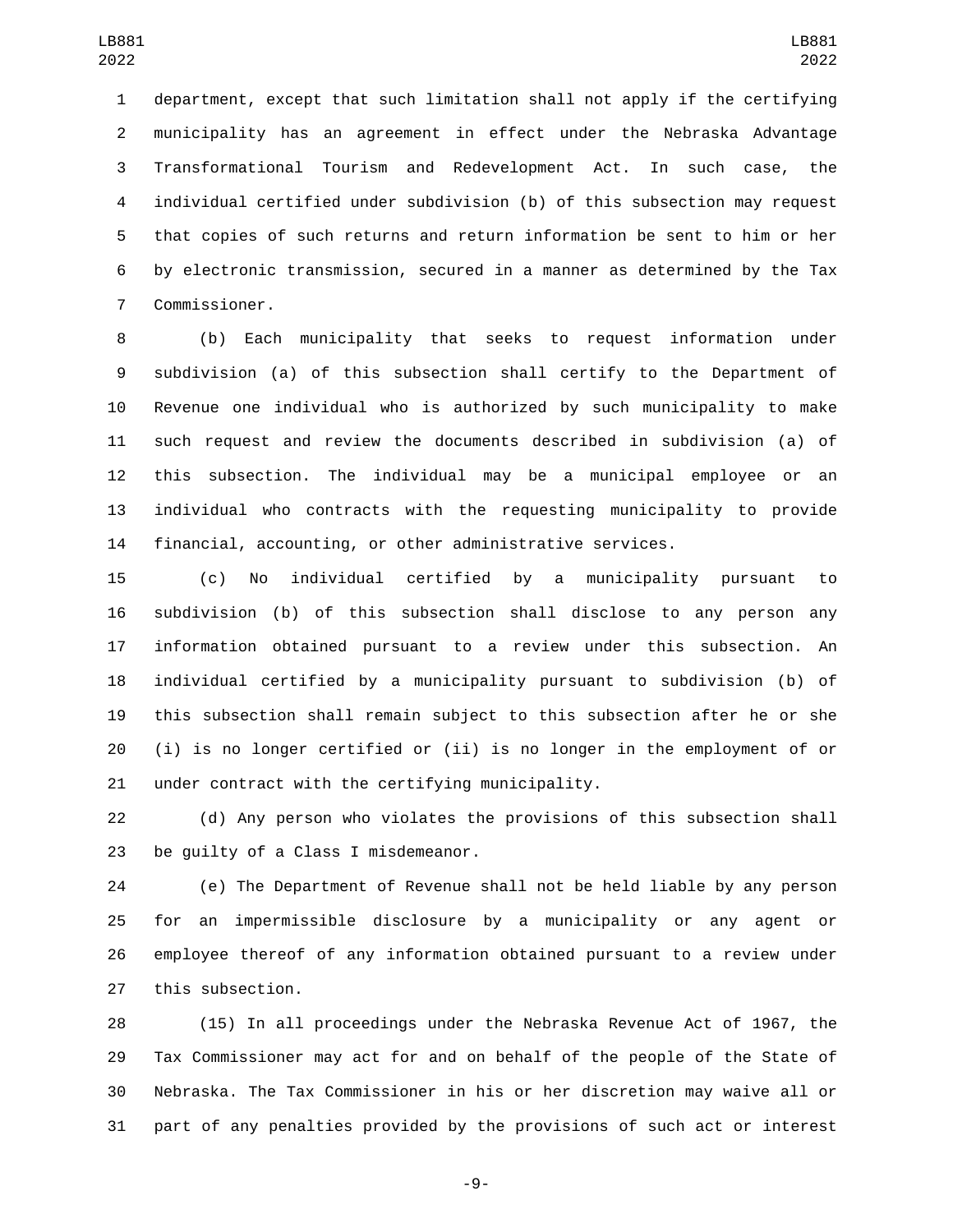department, except that such limitation shall not apply if the certifying municipality has an agreement in effect under the Nebraska Advantage Transformational Tourism and Redevelopment Act. In such case, the individual certified under subdivision (b) of this subsection may request that copies of such returns and return information be sent to him or her by electronic transmission, secured in a manner as determined by the Tax Commissioner.

(b) Each municipality that seeks to request information under subdivision (a) of this subsection shall certify to the Department of Revenue one individual who is authorized by such municipality to make such request and review the documents described in subdivision (a) of this subsection. The individual may be a municipal employee or an individual who contracts with the requesting municipality to provide financial, accounting, or other administrative services.

(c) No individual certified by a municipality pursuant to subdivision (b) of this subsection shall disclose to any person any information obtained pursuant to a review under this subsection. An individual certified by a municipality pursuant to subdivision (b) of this subsection shall remain subject to this subsection after he or she (i) is no longer certified or (ii) is no longer in the employment of or under contract with the certifying municipality.

(d) Any person who violates the provisions of this subsection shall be guilty of a Class I misdemeanor.

(e) The Department of Revenue shall not be held liable by any person for an impermissible disclosure by a municipality or any agent or employee thereof of any information obtained pursuant to a review under this subsection.

(15) In all proceedings under the Nebraska Revenue Act of 1967, the Tax Commissioner may act for and on behalf of the people of the State of Nebraska. The Tax Commissioner in his or her discretion may waive all or part of any penalties provided by the provisions of such act or interest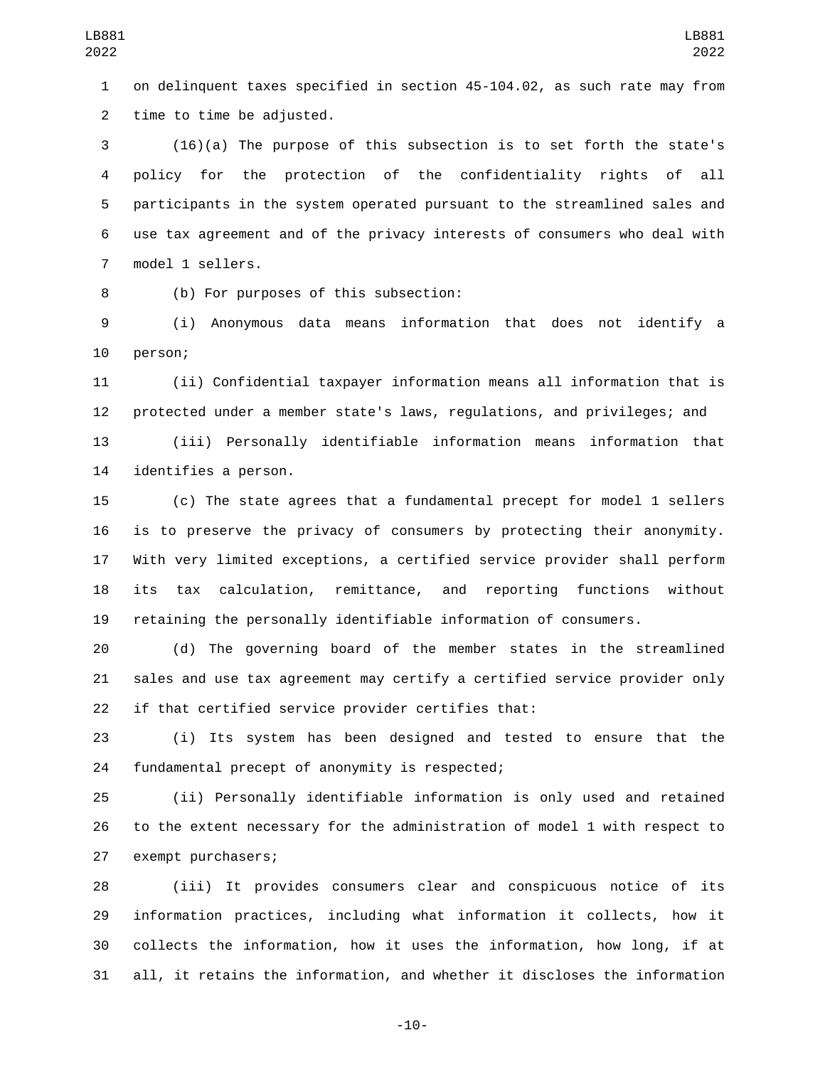on delinquent taxes specified in section 45-104.02, as such rate may from time to time be adjusted.

(16)(a) The purpose of this subsection is to set forth the state's policy for the protection of the confidentiality rights of all participants in the system operated pursuant to the streamlined sales and use tax agreement and of the privacy interests of consumers who deal with model 1 sellers.

(b) For purposes of this subsection:

(i) Anonymous data means information that does not identify a person;

(ii) Confidential taxpayer information means all information that is protected under a member state's laws, regulations, and privileges; and

(iii) Personally identifiable information means information that identifies a person.

(c) The state agrees that a fundamental precept for model 1 sellers is to preserve the privacy of consumers by protecting their anonymity. With very limited exceptions, a certified service provider shall perform its tax calculation, remittance, and reporting functions without retaining the personally identifiable information of consumers.

(d) The governing board of the member states in the streamlined sales and use tax agreement may certify a certified service provider only if that certified service provider certifies that:

(i) Its system has been designed and tested to ensure that the fundamental precept of anonymity is respected;

(ii) Personally identifiable information is only used and retained to the extent necessary for the administration of model 1 with respect to exempt purchasers;

(iii) It provides consumers clear and conspicuous notice of its information practices, including what information it collects, how it collects the information, how it uses the information, how long, if at all, it retains the information, and whether it discloses the information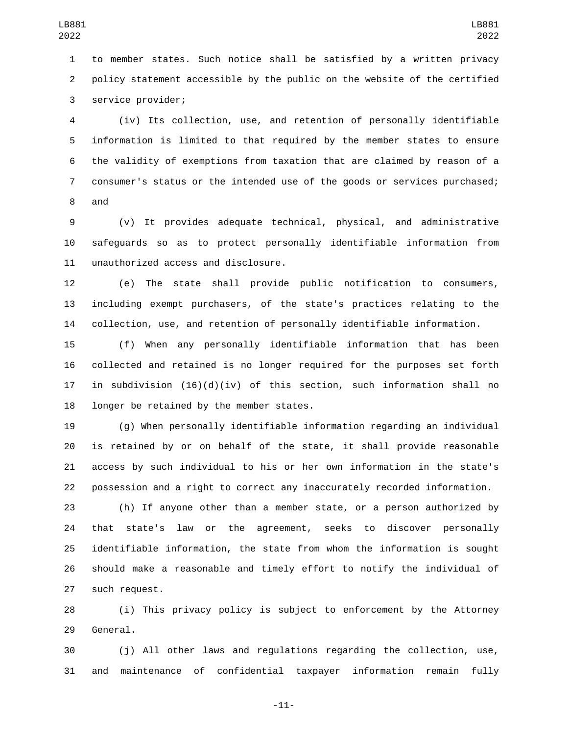to member states. Such notice shall be satisfied by a written privacy policy statement accessible by the public on the website of the certified service provider;

(iv) Its collection, use, and retention of personally identifiable information is limited to that required by the member states to ensure the validity of exemptions from taxation that are claimed by reason of a consumer's status or the intended use of the goods or services purchased; and

(v) It provides adequate technical, physical, and administrative safeguards so as to protect personally identifiable information from unauthorized access and disclosure.

(e) The state shall provide public notification to consumers, including exempt purchasers, of the state's practices relating to the collection, use, and retention of personally identifiable information.

(f) When any personally identifiable information that has been collected and retained is no longer required for the purposes set forth in subdivision (16)(d)(iv) of this section, such information shall no longer be retained by the member states.

(g) When personally identifiable information regarding an individual is retained by or on behalf of the state, it shall provide reasonable access by such individual to his or her own information in the state's possession and a right to correct any inaccurately recorded information.

(h) If anyone other than a member state, or a person authorized by that state's law or the agreement, seeks to discover personally identifiable information, the state from whom the information is sought should make a reasonable and timely effort to notify the individual of such request.

(i) This privacy policy is subject to enforcement by the Attorney General.

(j) All other laws and regulations regarding the collection, use, and maintenance of confidential taxpayer information remain fully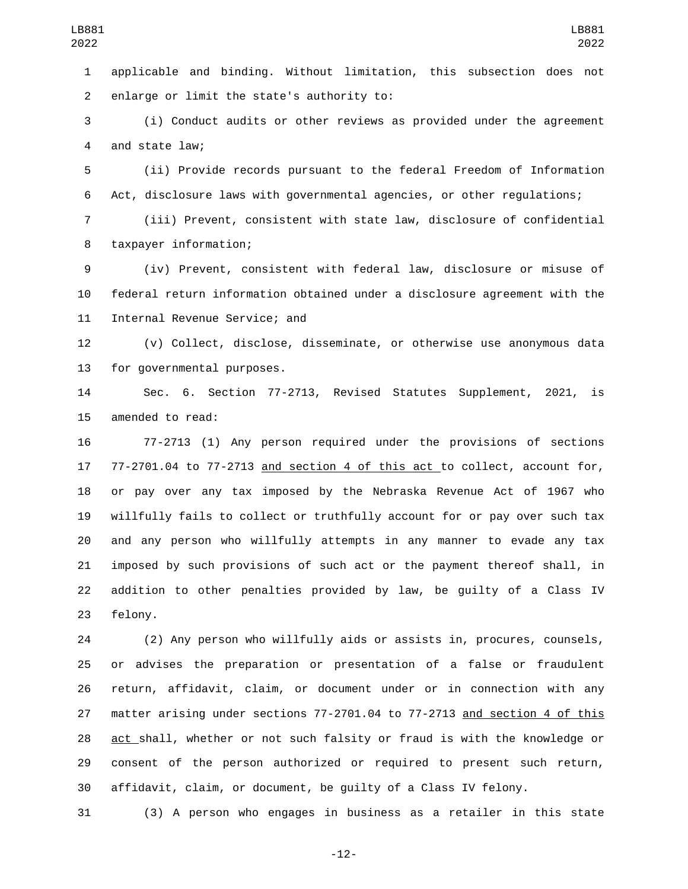applicable and binding. Without limitation, this subsection does not enlarge or limit the state's authority to:

(i) Conduct audits or other reviews as provided under the agreement and state law;

(ii) Provide records pursuant to the federal Freedom of Information Act, disclosure laws with governmental agencies, or other regulations;

(iii) Prevent, consistent with state law, disclosure of confidential taxpayer information;

(iv) Prevent, consistent with federal law, disclosure or misuse of federal return information obtained under a disclosure agreement with the Internal Revenue Service; and

(v) Collect, disclose, disseminate, or otherwise use anonymous data for governmental purposes.

Sec. 6. Section 77-2713, Revised Statutes Supplement, 2021, is amended to read:

77-2713 (1) Any person required under the provisions of sections 77-2701.04 to 77-2713 and section 4 of this act to collect, account for, or pay over any tax imposed by the Nebraska Revenue Act of 1967 who willfully fails to collect or truthfully account for or pay over such tax and any person who willfully attempts in any manner to evade any tax imposed by such provisions of such act or the payment thereof shall, in addition to other penalties provided by law, be guilty of a Class IV felony.

(2) Any person who willfully aids or assists in, procures, counsels, or advises the preparation or presentation of a false or fraudulent return, affidavit, claim, or document under or in connection with any matter arising under sections 77-2701.04 to 77-2713 and section 4 of this act shall, whether or not such falsity or fraud is with the knowledge or consent of the person authorized or required to present such return, affidavit, claim, or document, be guilty of a Class IV felony.

(3) A person who engages in business as a retailer in this state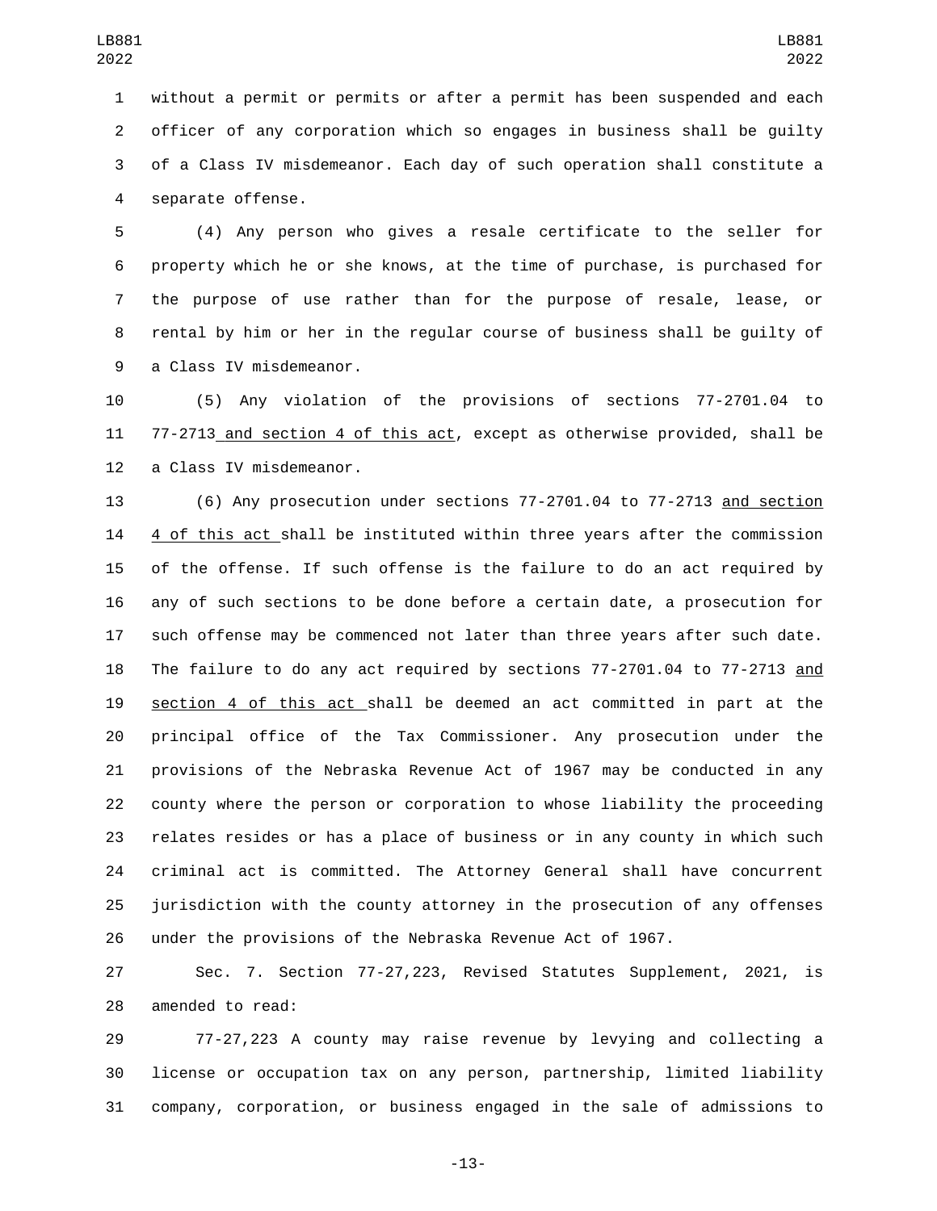without a permit or permits or after a permit has been suspended and each officer of any corporation which so engages in business shall be guilty of a Class IV misdemeanor. Each day of such operation shall constitute a separate offense.

(4) Any person who gives a resale certificate to the seller for property which he or she knows, at the time of purchase, is purchased for the purpose of use rather than for the purpose of resale, lease, or rental by him or her in the regular course of business shall be guilty of a Class IV misdemeanor.

(5) Any violation of the provisions of sections 77-2701.04 to 77-2713 and section 4 of this act, except as otherwise provided, shall be a Class IV misdemeanor.

(6) Any prosecution under sections 77-2701.04 to 77-2713 and section 4 of this act shall be instituted within three years after the commission of the offense. If such offense is the failure to do an act required by any of such sections to be done before a certain date, a prosecution for such offense may be commenced not later than three years after such date. The failure to do any act required by sections 77-2701.04 to 77-2713 and section 4 of this act shall be deemed an act committed in part at the principal office of the Tax Commissioner. Any prosecution under the provisions of the Nebraska Revenue Act of 1967 may be conducted in any county where the person or corporation to whose liability the proceeding relates resides or has a place of business or in any county in which such criminal act is committed. The Attorney General shall have concurrent jurisdiction with the county attorney in the prosecution of any offenses under the provisions of the Nebraska Revenue Act of 1967.

Sec. 7. Section 77-27,223, Revised Statutes Supplement, 2021, is amended to read:

77-27,223 A county may raise revenue by levying and collecting a license or occupation tax on any person, partnership, limited liability company, corporation, or business engaged in the sale of admissions to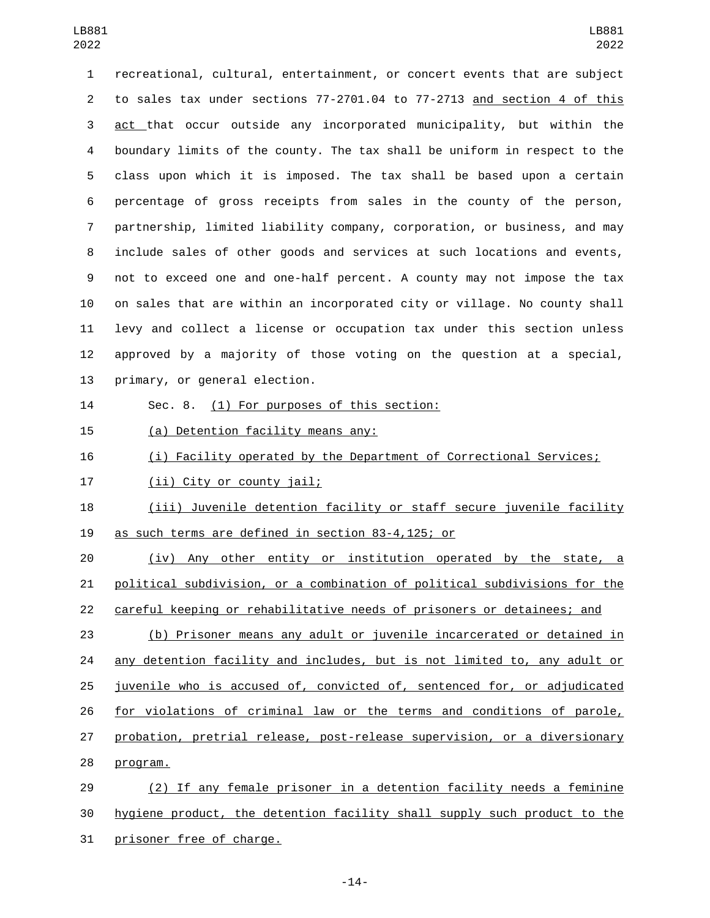recreational, cultural, entertainment, or concert events that are subject to sales tax under sections 77-2701.04 to 77-2713 and section 4 of this act that occur outside any incorporated municipality, but within the boundary limits of the county. The tax shall be uniform in respect to the class upon which it is imposed. The tax shall be based upon a certain percentage of gross receipts from sales in the county of the person, partnership, limited liability company, corporation, or business, and may include sales of other goods and services at such locations and events, not to exceed one and one-half percent. A county may not impose the tax on sales that are within an incorporated city or village. No county shall levy and collect a license or occupation tax under this section unless approved by a majority of those voting on the question at a special, primary, or general election.

Sec. 8. (1) For purposes of this section:

(a) Detention facility means any:

(i) Facility operated by the Department of Correctional Services;

(ii) City or county jail;

(iii) Juvenile detention facility or staff secure juvenile facility as such terms are defined in section 83-4,125; or

(iv) Any other entity or institution operated by the state, a political subdivision, or a combination of political subdivisions for the careful keeping or rehabilitative needs of prisoners or detainees; and

(b) Prisoner means any adult or juvenile incarcerated or detained in any detention facility and includes, but is not limited to, any adult or juvenile who is accused of, convicted of, sentenced for, or adjudicated for violations of criminal law or the terms and conditions of parole, probation, pretrial release, post-release supervision, or a diversionary program.

(2) If any female prisoner in a detention facility needs a feminine hygiene product, the detention facility shall supply such product to the prisoner free of charge.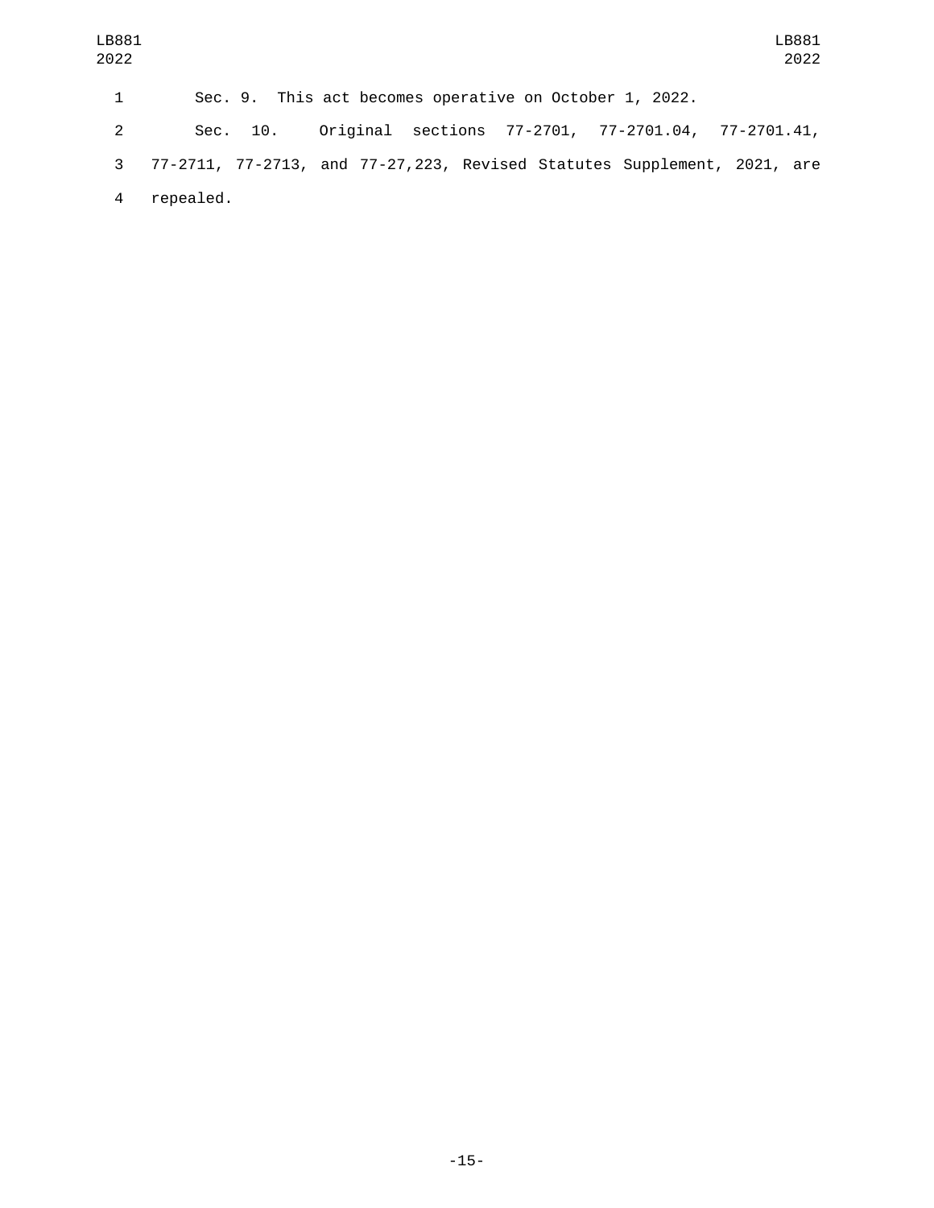Sec. 9. This act becomes operative on October 1, 2022.

Sec. 10. Original sections 77-2701, 77-2701.04, 77-2701.41, 77-2711, 77-2713, and 77-27,223, Revised Statutes Supplement, 2021, are repealed.